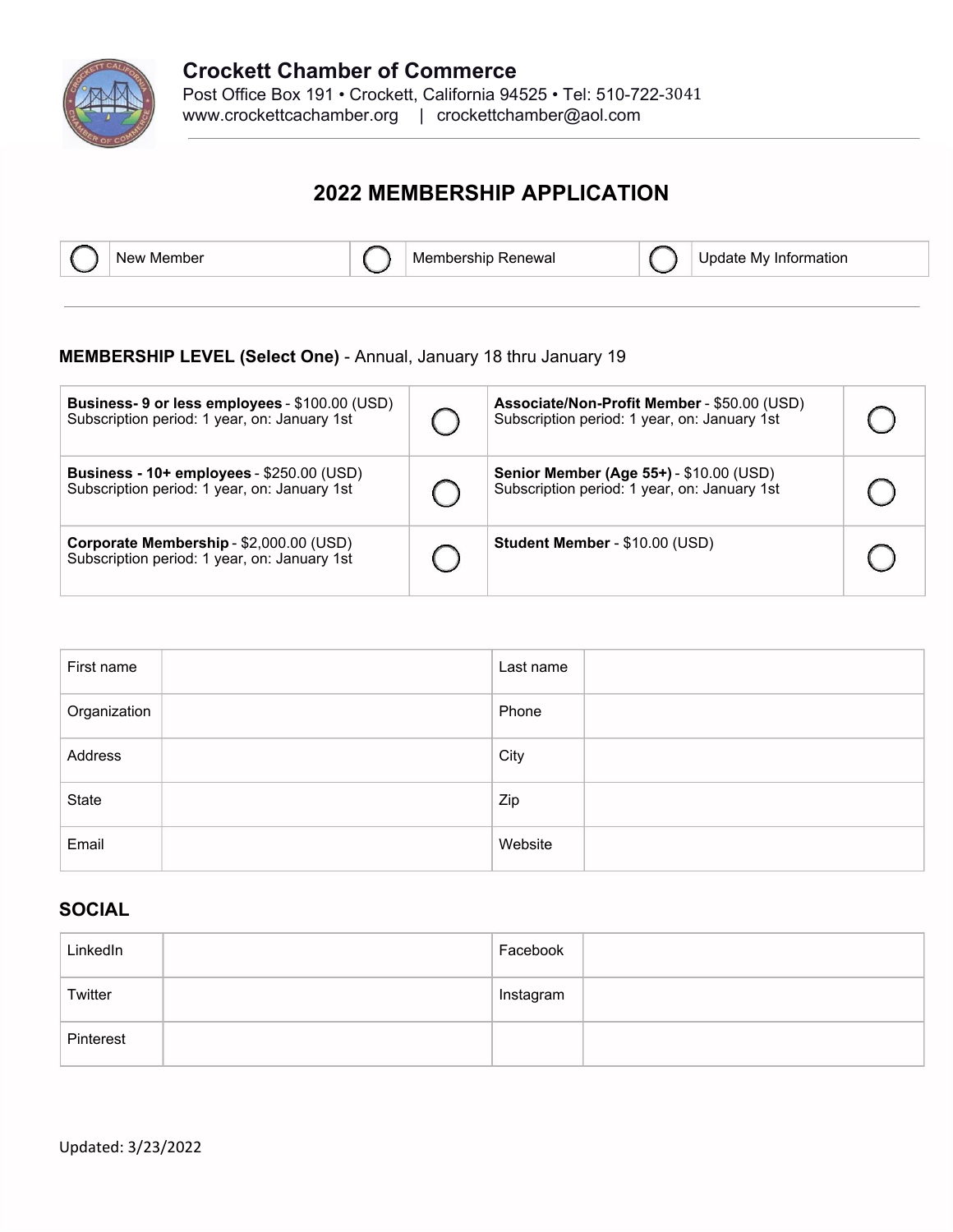## Crockett Chamber of Commerce

Post Office Box 191 • Crockett, California 94525 • Tel: 510-722-3041
www.crockettcachamber.org | crockettchamber@aol.com

# 2022 MEMBERSHIP APPLICATION

| ◯ | New Member | ◯ | Membership Renewal | ◯ | Update My Information |
|---|---|---|---|---|---|

**MEMBERSHIP LEVEL (Select One)** - Annual, January 18 thru January 19

| Level | | Level | |
|---|---|---|---|
| **Business- 9 or less employees** - $100.00 (USD)<br>Subscription period: 1 year, on: January 1st | ◯ | **Associate/Non-Profit Member** - $50.00 (USD)<br>Subscription period: 1 year, on: January 1st | ◯ |
| **Business - 10+ employees** - $250.00 (USD)<br>Subscription period: 1 year, on: January 1st | ◯ | **Senior Member (Age 55+)** - $10.00 (USD)<br>Subscription period: 1 year, on: January 1st | ◯ |
| **Corporate Membership** - $2,000.00 (USD)<br>Subscription period: 1 year, on: January 1st | ◯ | **Student Member** - $10.00 (USD) | ◯ |

| Field | | Field | |
|---|---|---|---|
| First name | | Last name | |
| Organization | | Phone | |
| Address | | City | |
| State | | Zip | |
| Email | | Website | |

## SOCIAL

| Field | | Field | |
|---|---|---|---|
| LinkedIn | | Facebook | |
| Twitter | | Instagram | |
| Pinterest | | | |

Updated: 3/23/2022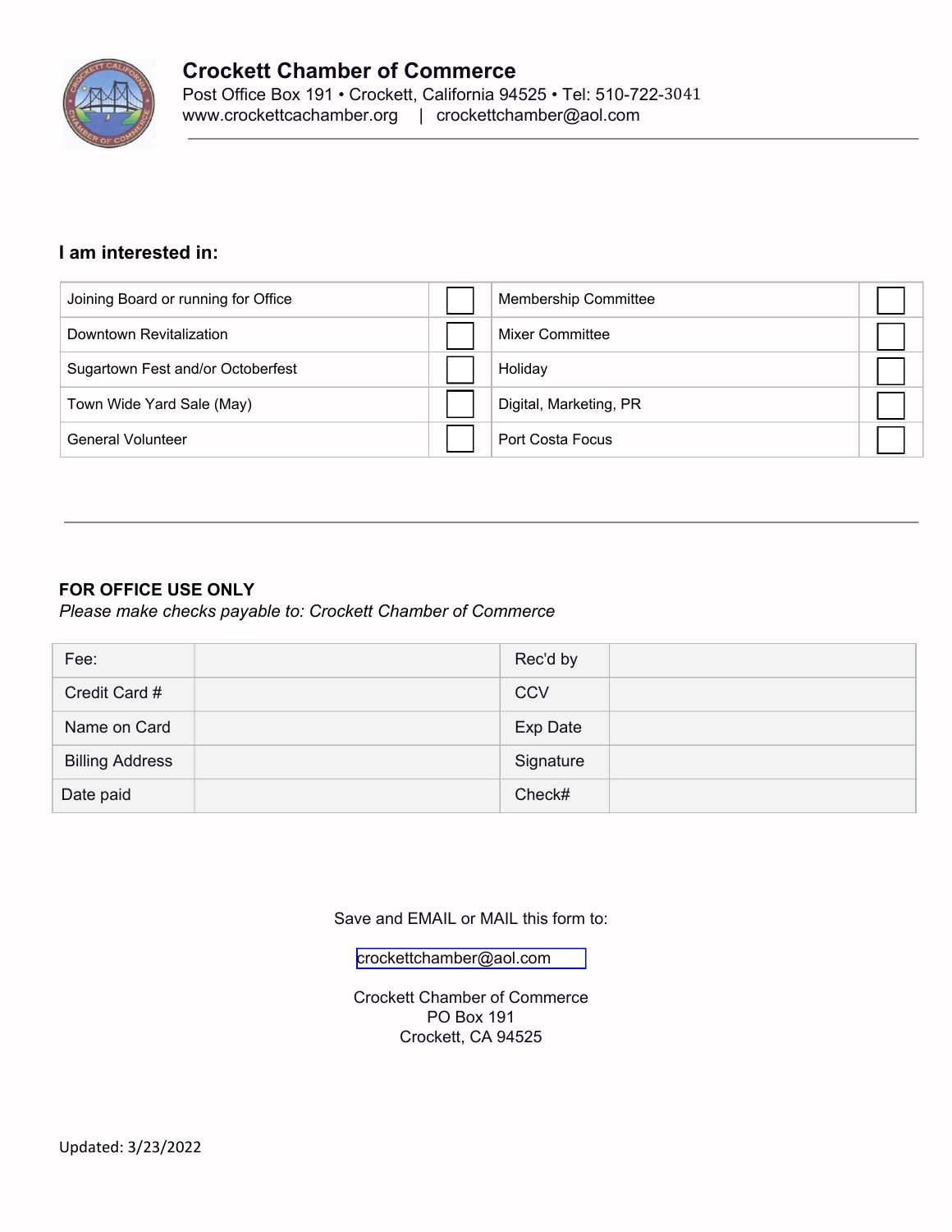# Crockett Chamber of Commerce

Post Office Box 191 • Crockett, California 94525 • Tel: 510-722-3041
www.crockettcachamber.org | crockettchamber@aol.com

## I am interested in:

| | | | |
|---|---|---|---|
| Joining Board or running for Office | ☐ | Membership Committee | ☐ |
| Downtown Revitalization | ☐ | Mixer Committee | ☐ |
| Sugartown Fest and/or Octoberfest | ☐ | Holiday | ☐ |
| Town Wide Yard Sale (May) | ☐ | Digital, Marketing, PR | ☐ |
| General Volunteer | ☐ | Port Costa Focus | ☐ |

---

**FOR OFFICE USE ONLY**

*Please make checks payable to: Crockett Chamber of Commerce*

| | | | |
|---|---|---|---|
| Fee: | | Rec'd by | |
| Credit Card # | | CCV | |
| Name on Card | | Exp Date | |
| Billing Address | | Signature | |
| Date paid | | Check# | |

Save and EMAIL or MAIL this form to:

crockettchamber@aol.com

Crockett Chamber of Commerce
PO Box 191
Crockett, CA 94525

Updated: 3/23/2022